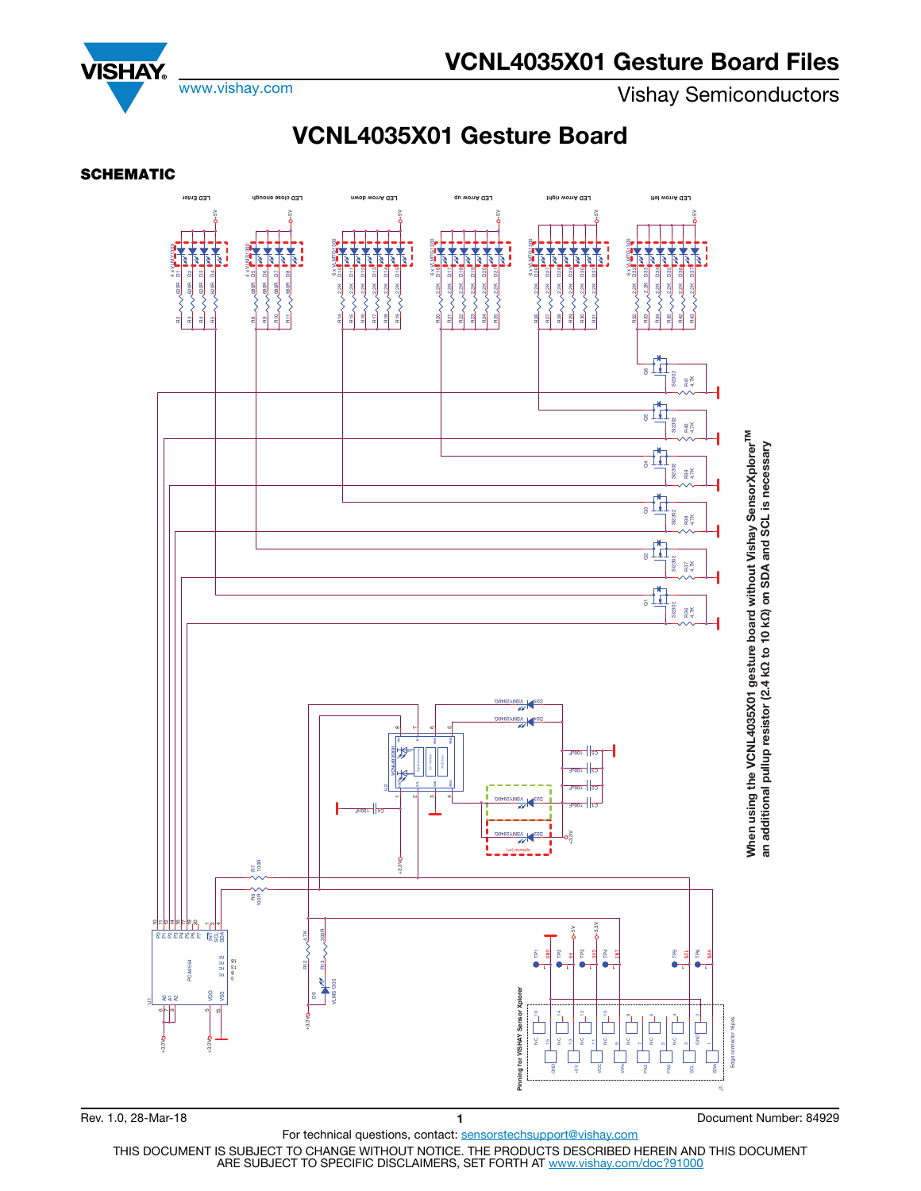# VCNL4035X01 Gesture Board

## SCHEMATIC

When using the VCNL4035X01 gesture board without Vishay SensorXplorer™ an additional pullup resistor (2.4 kΩ to 10 kΩ) on SDA and SCL is necessary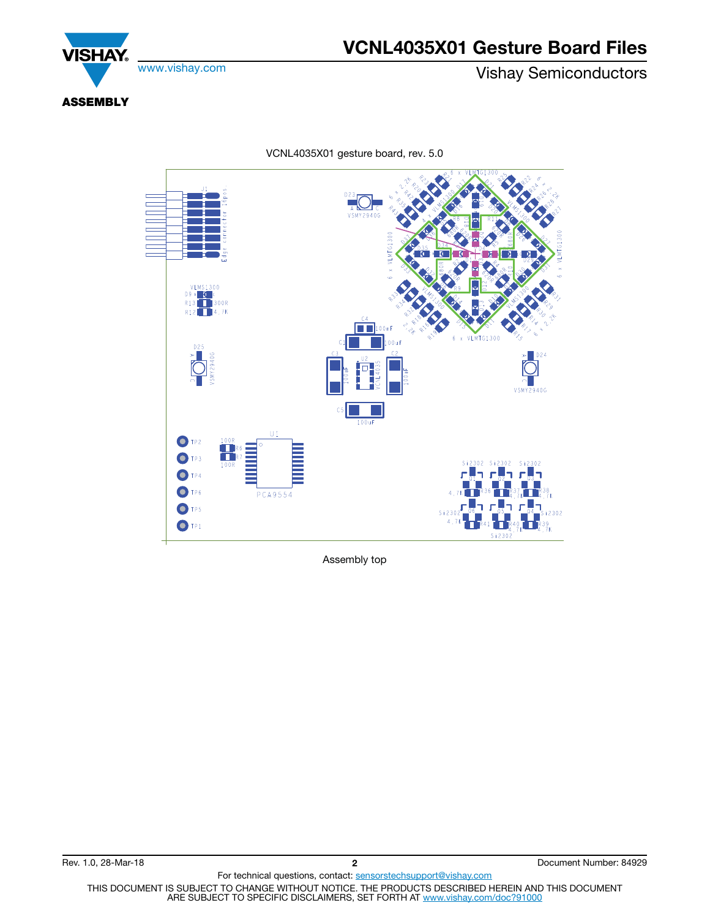## ASSEMBLY

VCNL4035X01 gesture board, rev. 5.0

Assembly top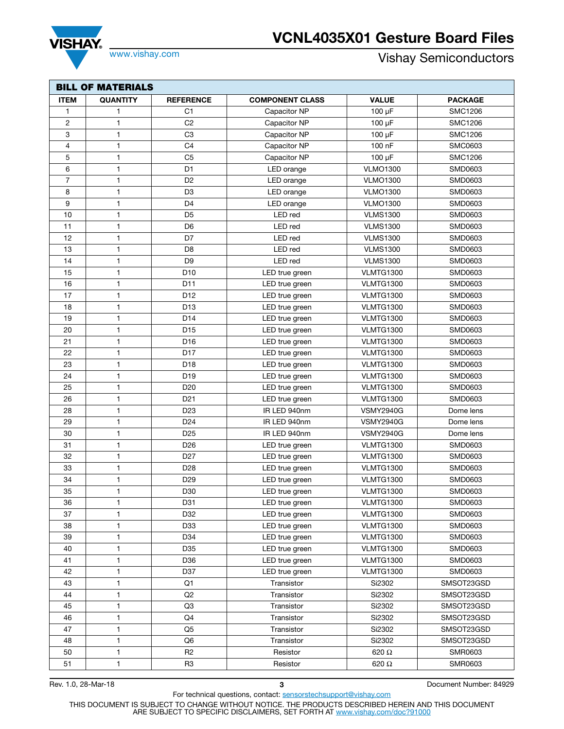**BILL OF MATERIALS**

| ITEM | QUANTITY | REFERENCE | COMPONENT CLASS | VALUE | PACKAGE |
|---|---|---|---|---|---|
| 1 | 1 | C1 | Capacitor NP | 100 µF | SMC1206 |
| 2 | 1 | C2 | Capacitor NP | 100 µF | SMC1206 |
| 3 | 1 | C3 | Capacitor NP | 100 µF | SMC1206 |
| 4 | 1 | C4 | Capacitor NP | 100 nF | SMC0603 |
| 5 | 1 | C5 | Capacitor NP | 100 µF | SMC1206 |
| 6 | 1 | D1 | LED orange | VLMO1300 | SMD0603 |
| 7 | 1 | D2 | LED orange | VLMO1300 | SMD0603 |
| 8 | 1 | D3 | LED orange | VLMO1300 | SMD0603 |
| 9 | 1 | D4 | LED orange | VLMO1300 | SMD0603 |
| 10 | 1 | D5 | LED red | VLMS1300 | SMD0603 |
| 11 | 1 | D6 | LED red | VLMS1300 | SMD0603 |
| 12 | 1 | D7 | LED red | VLMS1300 | SMD0603 |
| 13 | 1 | D8 | LED red | VLMS1300 | SMD0603 |
| 14 | 1 | D9 | LED red | VLMS1300 | SMD0603 |
| 15 | 1 | D10 | LED true green | VLMTG1300 | SMD0603 |
| 16 | 1 | D11 | LED true green | VLMTG1300 | SMD0603 |
| 17 | 1 | D12 | LED true green | VLMTG1300 | SMD0603 |
| 18 | 1 | D13 | LED true green | VLMTG1300 | SMD0603 |
| 19 | 1 | D14 | LED true green | VLMTG1300 | SMD0603 |
| 20 | 1 | D15 | LED true green | VLMTG1300 | SMD0603 |
| 21 | 1 | D16 | LED true green | VLMTG1300 | SMD0603 |
| 22 | 1 | D17 | LED true green | VLMTG1300 | SMD0603 |
| 23 | 1 | D18 | LED true green | VLMTG1300 | SMD0603 |
| 24 | 1 | D19 | LED true green | VLMTG1300 | SMD0603 |
| 25 | 1 | D20 | LED true green | VLMTG1300 | SMD0603 |
| 26 | 1 | D21 | LED true green | VLMTG1300 | SMD0603 |
| 28 | 1 | D23 | IR LED 940nm | VSMY2940G | Dome lens |
| 29 | 1 | D24 | IR LED 940nm | VSMY2940G | Dome lens |
| 30 | 1 | D25 | IR LED 940nm | VSMY2940G | Dome lens |
| 31 | 1 | D26 | LED true green | VLMTG1300 | SMD0603 |
| 32 | 1 | D27 | LED true green | VLMTG1300 | SMD0603 |
| 33 | 1 | D28 | LED true green | VLMTG1300 | SMD0603 |
| 34 | 1 | D29 | LED true green | VLMTG1300 | SMD0603 |
| 35 | 1 | D30 | LED true green | VLMTG1300 | SMD0603 |
| 36 | 1 | D31 | LED true green | VLMTG1300 | SMD0603 |
| 37 | 1 | D32 | LED true green | VLMTG1300 | SMD0603 |
| 38 | 1 | D33 | LED true green | VLMTG1300 | SMD0603 |
| 39 | 1 | D34 | LED true green | VLMTG1300 | SMD0603 |
| 40 | 1 | D35 | LED true green | VLMTG1300 | SMD0603 |
| 41 | 1 | D36 | LED true green | VLMTG1300 | SMD0603 |
| 42 | 1 | D37 | LED true green | VLMTG1300 | SMD0603 |
| 43 | 1 | Q1 | Transistor | Si2302 | SMSOT23GSD |
| 44 | 1 | Q2 | Transistor | Si2302 | SMSOT23GSD |
| 45 | 1 | Q3 | Transistor | Si2302 | SMSOT23GSD |
| 46 | 1 | Q4 | Transistor | Si2302 | SMSOT23GSD |
| 47 | 1 | Q5 | Transistor | Si2302 | SMSOT23GSD |
| 48 | 1 | Q6 | Transistor | Si2302 | SMSOT23GSD |
| 50 | 1 | R2 | Resistor | 620 Ω | SMR0603 |
| 51 | 1 | R3 | Resistor | 620 Ω | SMR0603 |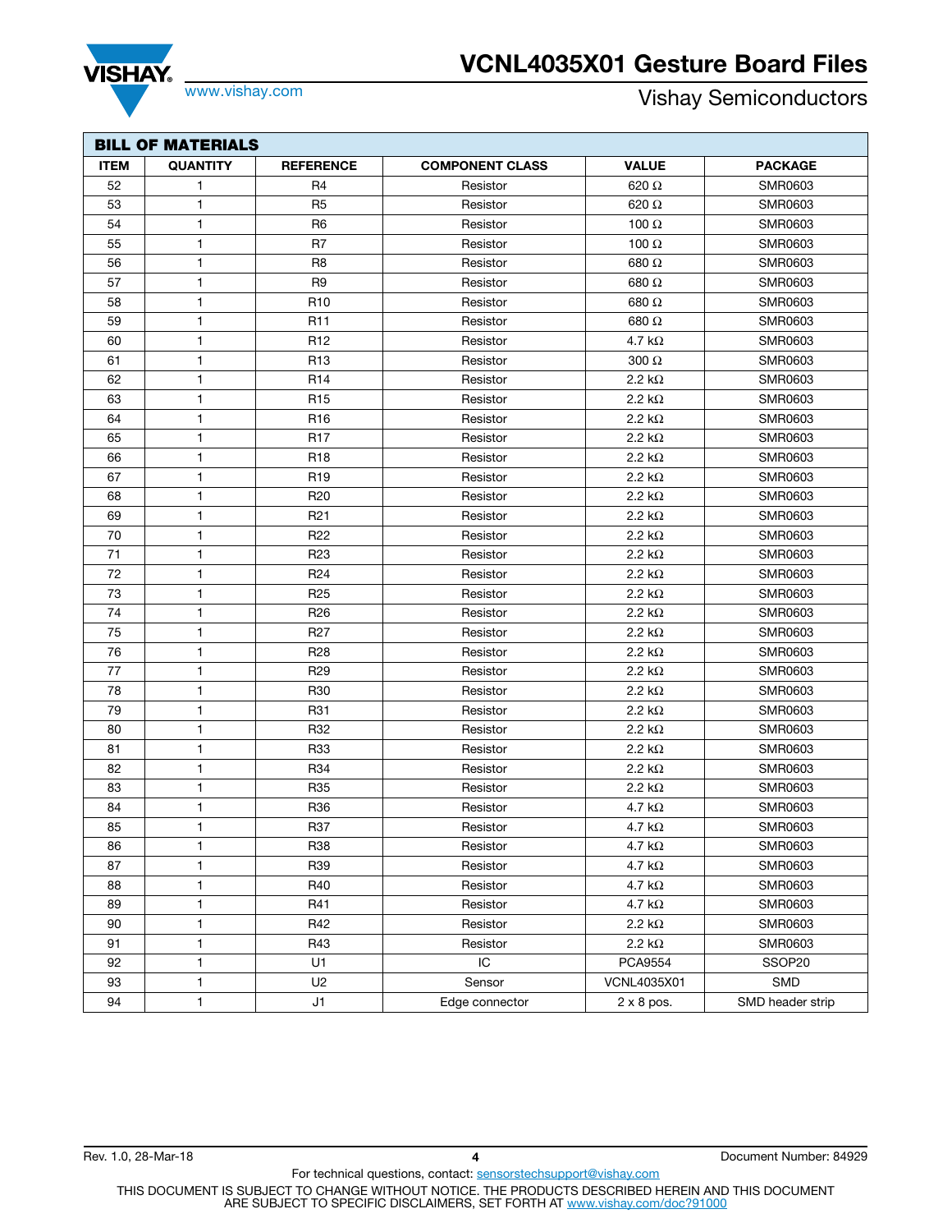| BILL OF MATERIALS | | | | | |
|---|---|---|---|---|---|
| **ITEM** | **QUANTITY** | **REFERENCE** | **COMPONENT CLASS** | **VALUE** | **PACKAGE** |
| 52 | 1 | R4 | Resistor | 620 Ω | SMR0603 |
| 53 | 1 | R5 | Resistor | 620 Ω | SMR0603 |
| 54 | 1 | R6 | Resistor | 100 Ω | SMR0603 |
| 55 | 1 | R7 | Resistor | 100 Ω | SMR0603 |
| 56 | 1 | R8 | Resistor | 680 Ω | SMR0603 |
| 57 | 1 | R9 | Resistor | 680 Ω | SMR0603 |
| 58 | 1 | R10 | Resistor | 680 Ω | SMR0603 |
| 59 | 1 | R11 | Resistor | 680 Ω | SMR0603 |
| 60 | 1 | R12 | Resistor | 4.7 kΩ | SMR0603 |
| 61 | 1 | R13 | Resistor | 300 Ω | SMR0603 |
| 62 | 1 | R14 | Resistor | 2.2 kΩ | SMR0603 |
| 63 | 1 | R15 | Resistor | 2.2 kΩ | SMR0603 |
| 64 | 1 | R16 | Resistor | 2.2 kΩ | SMR0603 |
| 65 | 1 | R17 | Resistor | 2.2 kΩ | SMR0603 |
| 66 | 1 | R18 | Resistor | 2.2 kΩ | SMR0603 |
| 67 | 1 | R19 | Resistor | 2.2 kΩ | SMR0603 |
| 68 | 1 | R20 | Resistor | 2.2 kΩ | SMR0603 |
| 69 | 1 | R21 | Resistor | 2.2 kΩ | SMR0603 |
| 70 | 1 | R22 | Resistor | 2.2 kΩ | SMR0603 |
| 71 | 1 | R23 | Resistor | 2.2 kΩ | SMR0603 |
| 72 | 1 | R24 | Resistor | 2.2 kΩ | SMR0603 |
| 73 | 1 | R25 | Resistor | 2.2 kΩ | SMR0603 |
| 74 | 1 | R26 | Resistor | 2.2 kΩ | SMR0603 |
| 75 | 1 | R27 | Resistor | 2.2 kΩ | SMR0603 |
| 76 | 1 | R28 | Resistor | 2.2 kΩ | SMR0603 |
| 77 | 1 | R29 | Resistor | 2.2 kΩ | SMR0603 |
| 78 | 1 | R30 | Resistor | 2.2 kΩ | SMR0603 |
| 79 | 1 | R31 | Resistor | 2.2 kΩ | SMR0603 |
| 80 | 1 | R32 | Resistor | 2.2 kΩ | SMR0603 |
| 81 | 1 | R33 | Resistor | 2.2 kΩ | SMR0603 |
| 82 | 1 | R34 | Resistor | 2.2 kΩ | SMR0603 |
| 83 | 1 | R35 | Resistor | 2.2 kΩ | SMR0603 |
| 84 | 1 | R36 | Resistor | 4.7 kΩ | SMR0603 |
| 85 | 1 | R37 | Resistor | 4.7 kΩ | SMR0603 |
| 86 | 1 | R38 | Resistor | 4.7 kΩ | SMR0603 |
| 87 | 1 | R39 | Resistor | 4.7 kΩ | SMR0603 |
| 88 | 1 | R40 | Resistor | 4.7 kΩ | SMR0603 |
| 89 | 1 | R41 | Resistor | 4.7 kΩ | SMR0603 |
| 90 | 1 | R42 | Resistor | 2.2 kΩ | SMR0603 |
| 91 | 1 | R43 | Resistor | 2.2 kΩ | SMR0603 |
| 92 | 1 | U1 | IC | PCA9554 | SSOP20 |
| 93 | 1 | U2 | Sensor | VCNL4035X01 | SMD |
| 94 | 1 | J1 | Edge connector | 2 x 8 pos. | SMD header strip |